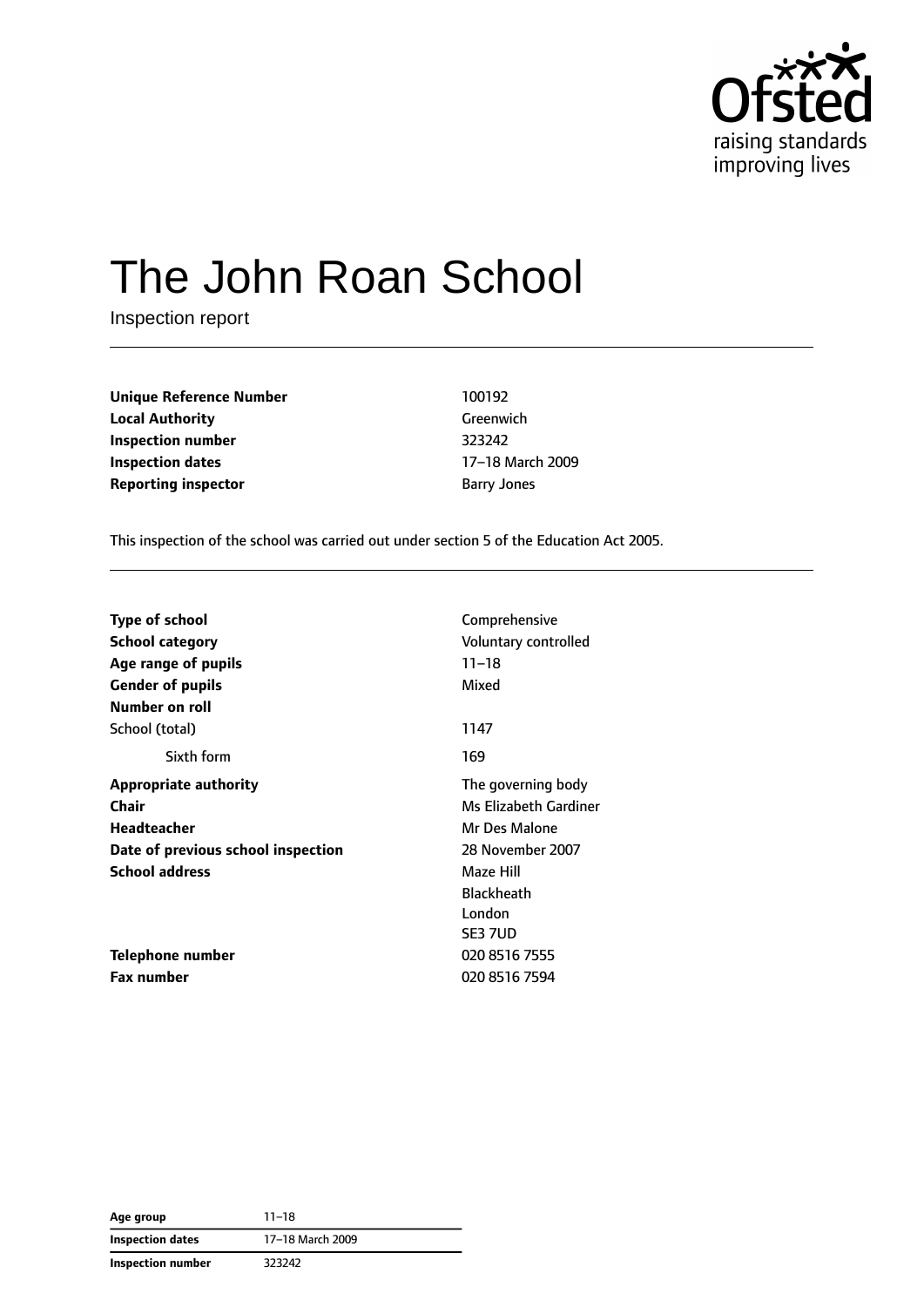# The John Roan School

Inspection report

| | |
|---|---|
| **Unique Reference Number** | 100192 |
| **Local Authority** | Greenwich |
| **Inspection number** | 323242 |
| **Inspection dates** | 17–18 March 2009 |
| **Reporting inspector** | Barry Jones |

This inspection of the school was carried out under section 5 of the Education Act 2005.

| | |
|---|---|
| **Type of school** | Comprehensive |
| **School category** | Voluntary controlled |
| **Age range of pupils** | 11–18 |
| **Gender of pupils** | Mixed |
| **Number on roll** | |
| School (total) | 1147 |
| Sixth form | 169 |
| **Appropriate authority** | The governing body |
| **Chair** | Ms Elizabeth Gardiner |
| **Headteacher** | Mr Des Malone |
| **Date of previous school inspection** | 28 November 2007 |
| **School address** | Maze Hill<br>Blackheath<br>London<br>SE3 7UD |
| **Telephone number** | 020 8516 7555 |
| **Fax number** | 020 8516 7594 |

| | |
|---|---|
| **Age group** | 11–18 |
| **Inspection dates** | 17–18 March 2009 |
| **Inspection number** | 323242 |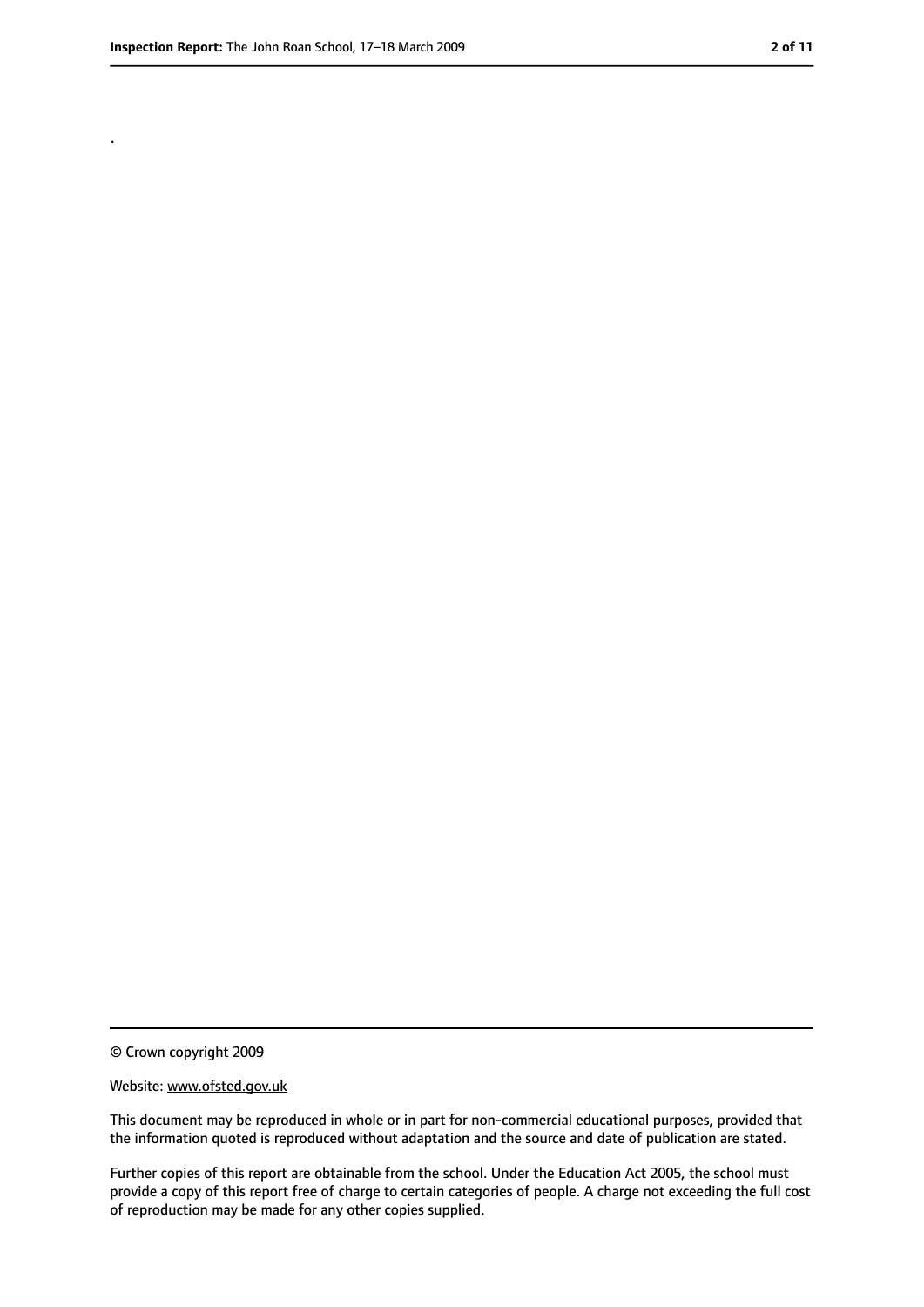.

© Crown copyright 2009

Website: www.ofsted.gov.uk

This document may be reproduced in whole or in part for non-commercial educational purposes, provided that the information quoted is reproduced without adaptation and the source and date of publication are stated.

Further copies of this report are obtainable from the school. Under the Education Act 2005, the school must provide a copy of this report free of charge to certain categories of people. A charge not exceeding the full cost of reproduction may be made for any other copies supplied.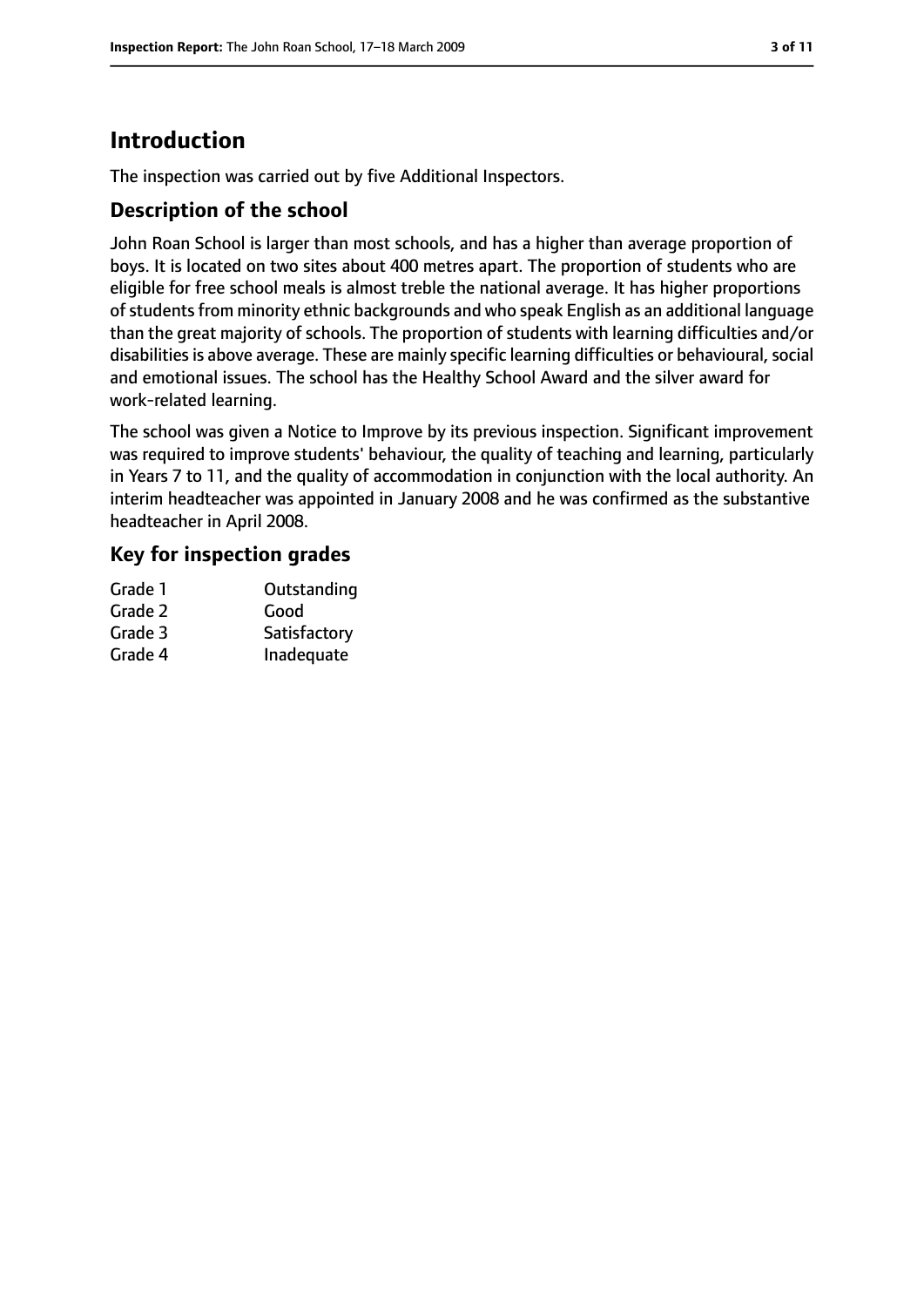# Introduction

The inspection was carried out by five Additional Inspectors.

## Description of the school

John Roan School is larger than most schools, and has a higher than average proportion of boys. It is located on two sites about 400 metres apart. The proportion of students who are eligible for free school meals is almost treble the national average. It has higher proportions of students from minority ethnic backgrounds and who speak English as an additional language than the great majority of schools. The proportion of students with learning difficulties and/or disabilities is above average. These are mainly specific learning difficulties or behavioural, social and emotional issues. The school has the Healthy School Award and the silver award for work-related learning.

The school was given a Notice to Improve by its previous inspection. Significant improvement was required to improve students' behaviour, the quality of teaching and learning, particularly in Years 7 to 11, and the quality of accommodation in conjunction with the local authority. An interim headteacher was appointed in January 2008 and he was confirmed as the substantive headteacher in April 2008.

## Key for inspection grades

| | |
|---|---|
| Grade 1 | Outstanding |
| Grade 2 | Good |
| Grade 3 | Satisfactory |
| Grade 4 | Inadequate |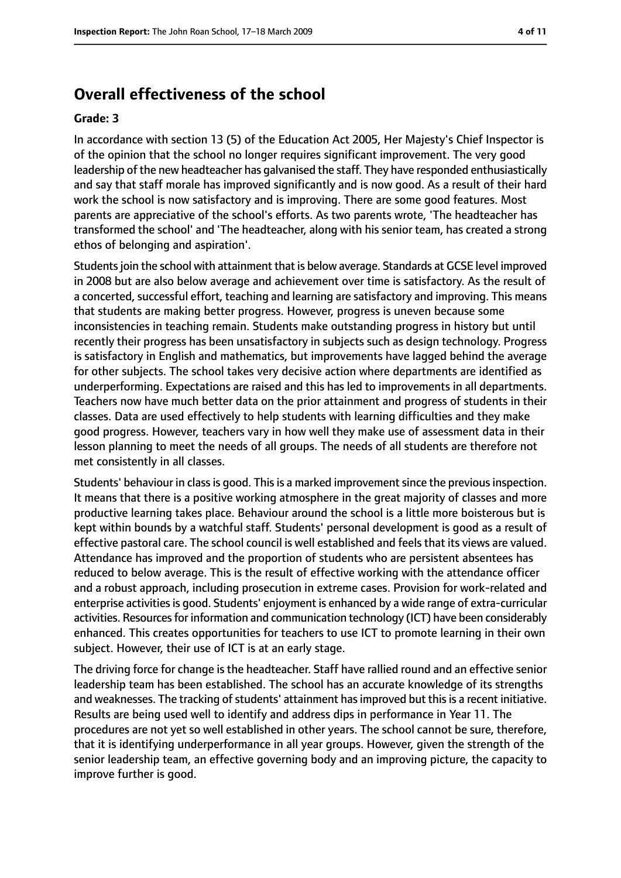## Overall effectiveness of the school

**Grade: 3**

In accordance with section 13 (5) of the Education Act 2005, Her Majesty's Chief Inspector is of the opinion that the school no longer requires significant improvement. The very good leadership of the new headteacher has galvanised the staff. They have responded enthusiastically and say that staff morale has improved significantly and is now good. As a result of their hard work the school is now satisfactory and is improving. There are some good features. Most parents are appreciative of the school's efforts. As two parents wrote, 'The headteacher has transformed the school' and 'The headteacher, along with his senior team, has created a strong ethos of belonging and aspiration'.

Students join the school with attainment that is below average. Standards at GCSE level improved in 2008 but are also below average and achievement over time is satisfactory. As the result of a concerted, successful effort, teaching and learning are satisfactory and improving. This means that students are making better progress. However, progress is uneven because some inconsistencies in teaching remain. Students make outstanding progress in history but until recently their progress has been unsatisfactory in subjects such as design technology. Progress is satisfactory in English and mathematics, but improvements have lagged behind the average for other subjects. The school takes very decisive action where departments are identified as underperforming. Expectations are raised and this has led to improvements in all departments. Teachers now have much better data on the prior attainment and progress of students in their classes. Data are used effectively to help students with learning difficulties and they make good progress. However, teachers vary in how well they make use of assessment data in their lesson planning to meet the needs of all groups. The needs of all students are therefore not met consistently in all classes.

Students' behaviour in class is good. This is a marked improvement since the previous inspection. It means that there is a positive working atmosphere in the great majority of classes and more productive learning takes place. Behaviour around the school is a little more boisterous but is kept within bounds by a watchful staff. Students' personal development is good as a result of effective pastoral care. The school council is well established and feels that its views are valued. Attendance has improved and the proportion of students who are persistent absentees has reduced to below average. This is the result of effective working with the attendance officer and a robust approach, including prosecution in extreme cases. Provision for work-related and enterprise activities is good. Students' enjoyment is enhanced by a wide range of extra-curricular activities. Resources for information and communication technology (ICT) have been considerably enhanced. This creates opportunities for teachers to use ICT to promote learning in their own subject. However, their use of ICT is at an early stage.

The driving force for change is the headteacher. Staff have rallied round and an effective senior leadership team has been established. The school has an accurate knowledge of its strengths and weaknesses. The tracking of students' attainment has improved but this is a recent initiative. Results are being used well to identify and address dips in performance in Year 11. The procedures are not yet so well established in other years. The school cannot be sure, therefore, that it is identifying underperformance in all year groups. However, given the strength of the senior leadership team, an effective governing body and an improving picture, the capacity to improve further is good.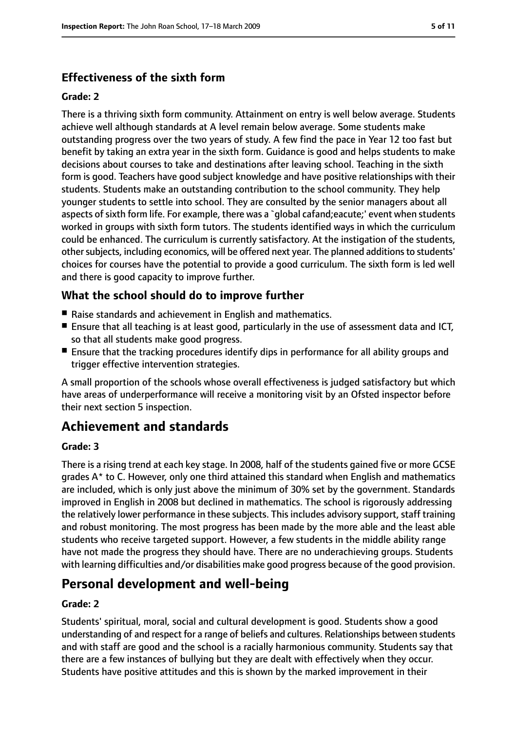### Effectiveness of the sixth form

#### Grade: 2

There is a thriving sixth form community. Attainment on entry is well below average. Students achieve well although standards at A level remain below average. Some students make outstanding progress over the two years of study. A few find the pace in Year 12 too fast but benefit by taking an extra year in the sixth form. Guidance is good and helps students to make decisions about courses to take and destinations after leaving school. Teaching in the sixth form is good. Teachers have good subject knowledge and have positive relationships with their students. Students make an outstanding contribution to the school community. They help younger students to settle into school. They are consulted by the senior managers about all aspects of sixth form life. For example, there was a `global cafand;eacute;' event when students worked in groups with sixth form tutors. The students identified ways in which the curriculum could be enhanced. The curriculum is currently satisfactory. At the instigation of the students, other subjects, including economics, will be offered next year. The planned additions to students' choices for courses have the potential to provide a good curriculum. The sixth form is led well and there is good capacity to improve further.

### What the school should do to improve further

- Raise standards and achievement in English and mathematics.
- Ensure that all teaching is at least good, particularly in the use of assessment data and ICT, so that all students make good progress.
- Ensure that the tracking procedures identify dips in performance for all ability groups and trigger effective intervention strategies.

A small proportion of the schools whose overall effectiveness is judged satisfactory but which have areas of underperformance will receive a monitoring visit by an Ofsted inspector before their next section 5 inspection.

## Achievement and standards

#### Grade: 3

There is a rising trend at each key stage. In 2008, half of the students gained five or more GCSE grades A* to C. However, only one third attained this standard when English and mathematics are included, which is only just above the minimum of 30% set by the government. Standards improved in English in 2008 but declined in mathematics. The school is rigorously addressing the relatively lower performance in these subjects. This includes advisory support, staff training and robust monitoring. The most progress has been made by the more able and the least able students who receive targeted support. However, a few students in the middle ability range have not made the progress they should have. There are no underachieving groups. Students with learning difficulties and/or disabilities make good progress because of the good provision.

## Personal development and well-being

#### Grade: 2

Students' spiritual, moral, social and cultural development is good. Students show a good understanding of and respect for a range of beliefs and cultures. Relationships between students and with staff are good and the school is a racially harmonious community. Students say that there are a few instances of bullying but they are dealt with effectively when they occur. Students have positive attitudes and this is shown by the marked improvement in their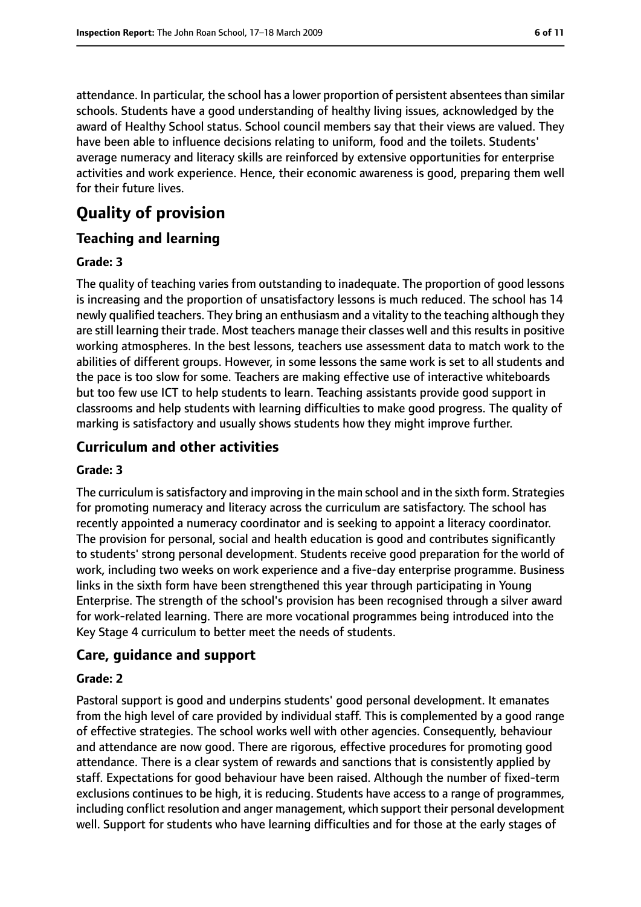attendance. In particular, the school has a lower proportion of persistent absentees than similar schools. Students have a good understanding of healthy living issues, acknowledged by the award of Healthy School status. School council members say that their views are valued. They have been able to influence decisions relating to uniform, food and the toilets. Students' average numeracy and literacy skills are reinforced by extensive opportunities for enterprise activities and work experience. Hence, their economic awareness is good, preparing them well for their future lives.

# Quality of provision

## Teaching and learning

### Grade: 3

The quality of teaching varies from outstanding to inadequate. The proportion of good lessons is increasing and the proportion of unsatisfactory lessons is much reduced. The school has 14 newly qualified teachers. They bring an enthusiasm and a vitality to the teaching although they are still learning their trade. Most teachers manage their classes well and this results in positive working atmospheres. In the best lessons, teachers use assessment data to match work to the abilities of different groups. However, in some lessons the same work is set to all students and the pace is too slow for some. Teachers are making effective use of interactive whiteboards but too few use ICT to help students to learn. Teaching assistants provide good support in classrooms and help students with learning difficulties to make good progress. The quality of marking is satisfactory and usually shows students how they might improve further.

## Curriculum and other activities

### Grade: 3

The curriculum is satisfactory and improving in the main school and in the sixth form. Strategies for promoting numeracy and literacy across the curriculum are satisfactory. The school has recently appointed a numeracy coordinator and is seeking to appoint a literacy coordinator. The provision for personal, social and health education is good and contributes significantly to students' strong personal development. Students receive good preparation for the world of work, including two weeks on work experience and a five-day enterprise programme. Business links in the sixth form have been strengthened this year through participating in Young Enterprise. The strength of the school's provision has been recognised through a silver award for work-related learning. There are more vocational programmes being introduced into the Key Stage 4 curriculum to better meet the needs of students.

## Care, guidance and support

### Grade: 2

Pastoral support is good and underpins students' good personal development. It emanates from the high level of care provided by individual staff. This is complemented by a good range of effective strategies. The school works well with other agencies. Consequently, behaviour and attendance are now good. There are rigorous, effective procedures for promoting good attendance. There is a clear system of rewards and sanctions that is consistently applied by staff. Expectations for good behaviour have been raised. Although the number of fixed-term exclusions continues to be high, it is reducing. Students have access to a range of programmes, including conflict resolution and anger management, which support their personal development well. Support for students who have learning difficulties and for those at the early stages of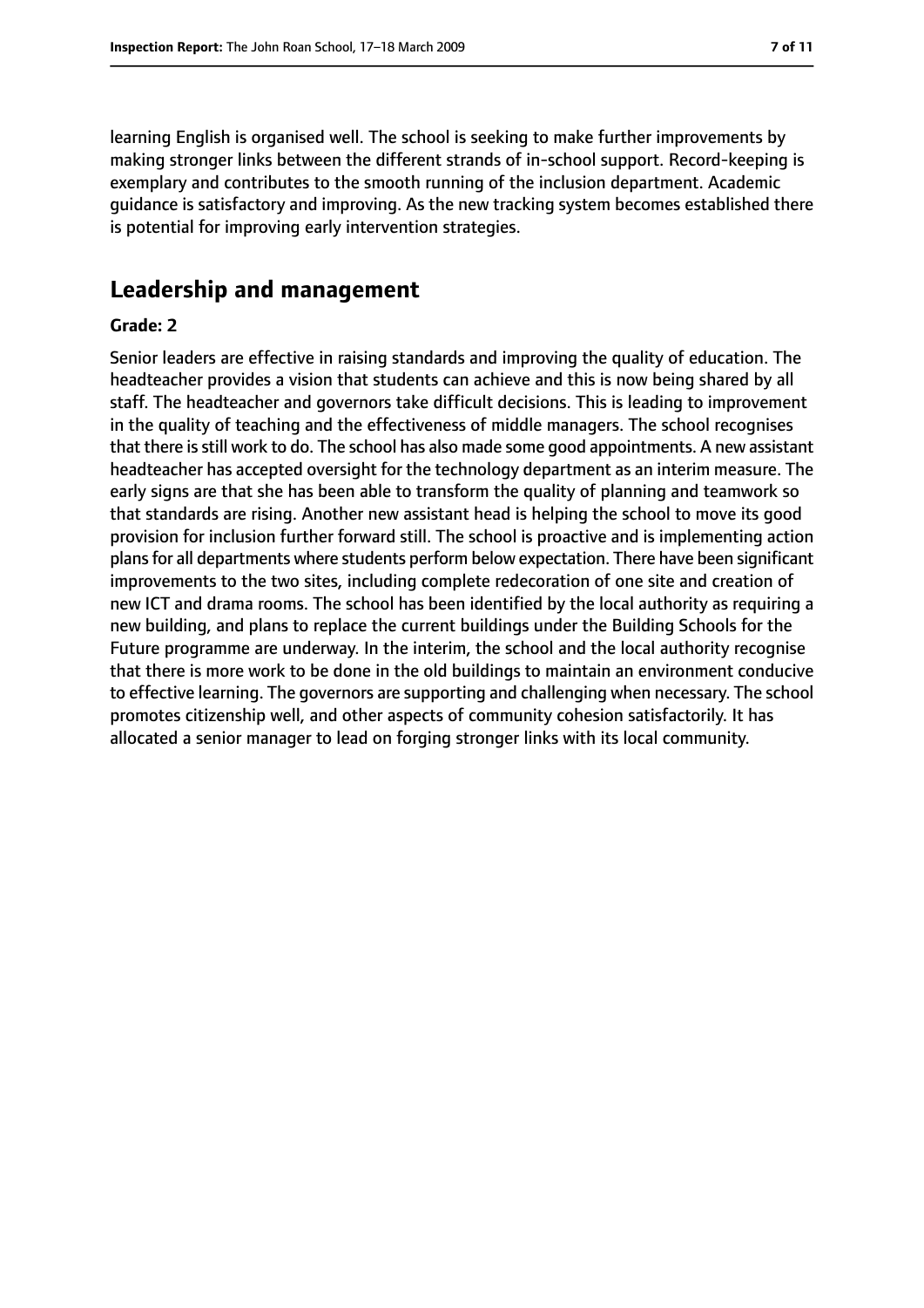learning English is organised well. The school is seeking to make further improvements by making stronger links between the different strands of in-school support. Record-keeping is exemplary and contributes to the smooth running of the inclusion department. Academic guidance is satisfactory and improving. As the new tracking system becomes established there is potential for improving early intervention strategies.

## Leadership and management

**Grade: 2**

Senior leaders are effective in raising standards and improving the quality of education. The headteacher provides a vision that students can achieve and this is now being shared by all staff. The headteacher and governors take difficult decisions. This is leading to improvement in the quality of teaching and the effectiveness of middle managers. The school recognises that there is still work to do. The school has also made some good appointments. A new assistant headteacher has accepted oversight for the technology department as an interim measure. The early signs are that she has been able to transform the quality of planning and teamwork so that standards are rising. Another new assistant head is helping the school to move its good provision for inclusion further forward still. The school is proactive and is implementing action plans for all departments where students perform below expectation. There have been significant improvements to the two sites, including complete redecoration of one site and creation of new ICT and drama rooms. The school has been identified by the local authority as requiring a new building, and plans to replace the current buildings under the Building Schools for the Future programme are underway. In the interim, the school and the local authority recognise that there is more work to be done in the old buildings to maintain an environment conducive to effective learning. The governors are supporting and challenging when necessary. The school promotes citizenship well, and other aspects of community cohesion satisfactorily. It has allocated a senior manager to lead on forging stronger links with its local community.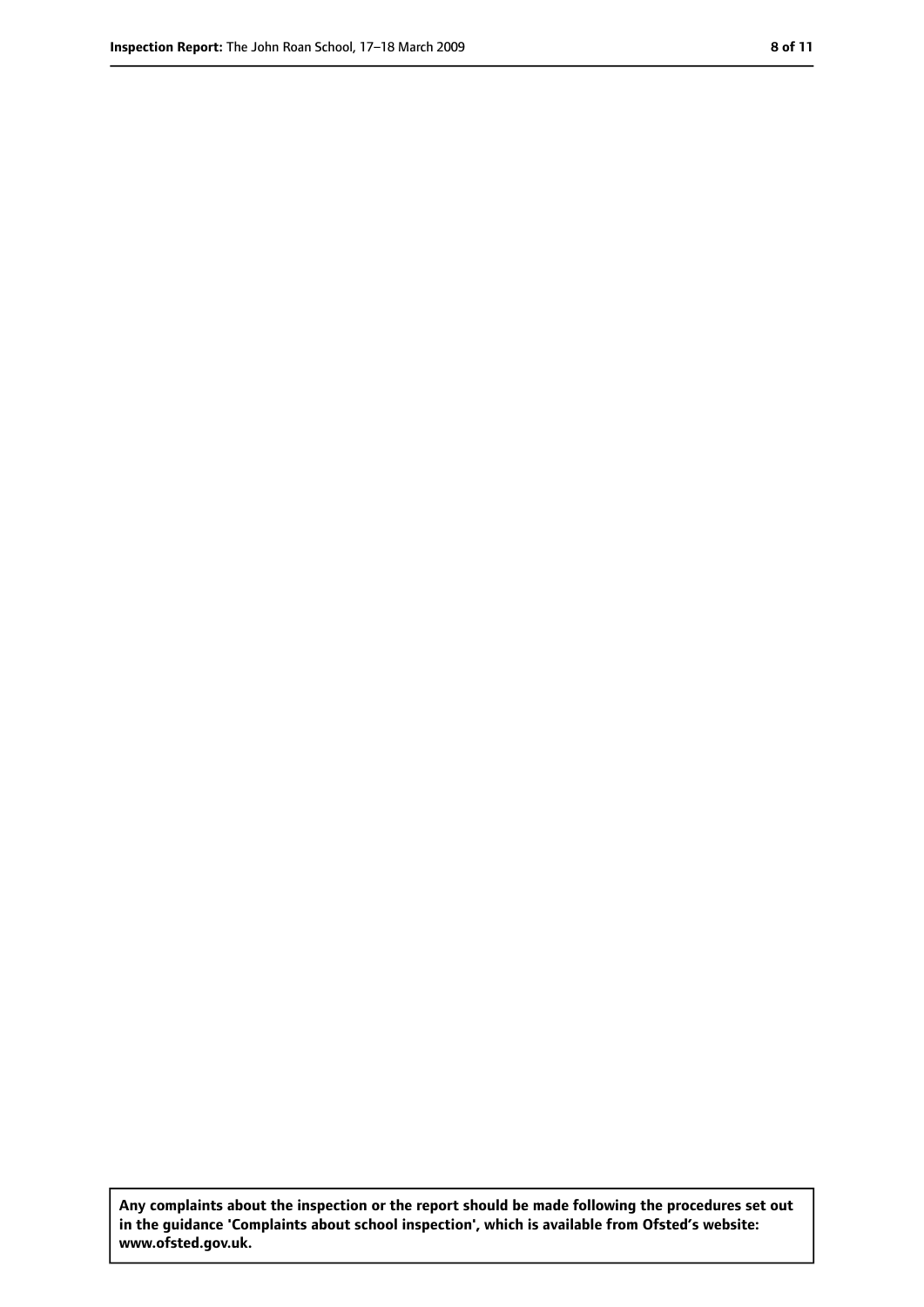**Any complaints about the inspection or the report should be made following the procedures set out in the guidance 'Complaints about school inspection', which is available from Ofsted's website: www.ofsted.gov.uk.**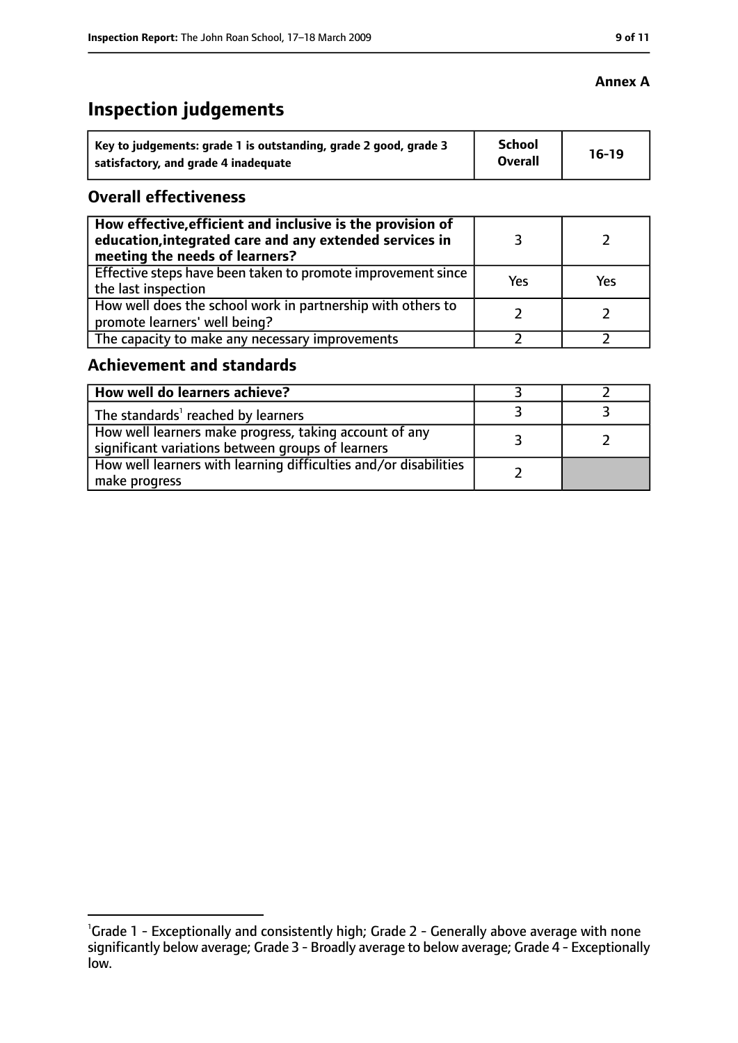**Annex A**

# Inspection judgements

| Key to judgements: grade 1 is outstanding, grade 2 good, grade 3 satisfactory, and grade 4 inadequate | School Overall | 16-19 |
|---|---|---|

## Overall effectiveness

| How effective, efficient and inclusive is the provision of education, integrated care and any extended services in meeting the needs of learners? | 3 | 2 |
|---|---|---|
| Effective steps have been taken to promote improvement since the last inspection | Yes | Yes |
| How well does the school work in partnership with others to promote learners' well being? | 2 | 2 |
| The capacity to make any necessary improvements | 2 | 2 |

## Achievement and standards

| How well do learners achieve? | 3 | 2 |
|---|---|---|
| The standards[1] reached by learners | 3 | 3 |
| How well learners make progress, taking account of any significant variations between groups of learners | 3 | 2 |
| How well learners with learning difficulties and/or disabilities make progress | 2 | |

[1]Grade 1 - Exceptionally and consistently high; Grade 2 - Generally above average with none significantly below average; Grade 3 - Broadly average to below average; Grade 4 - Exceptionally low.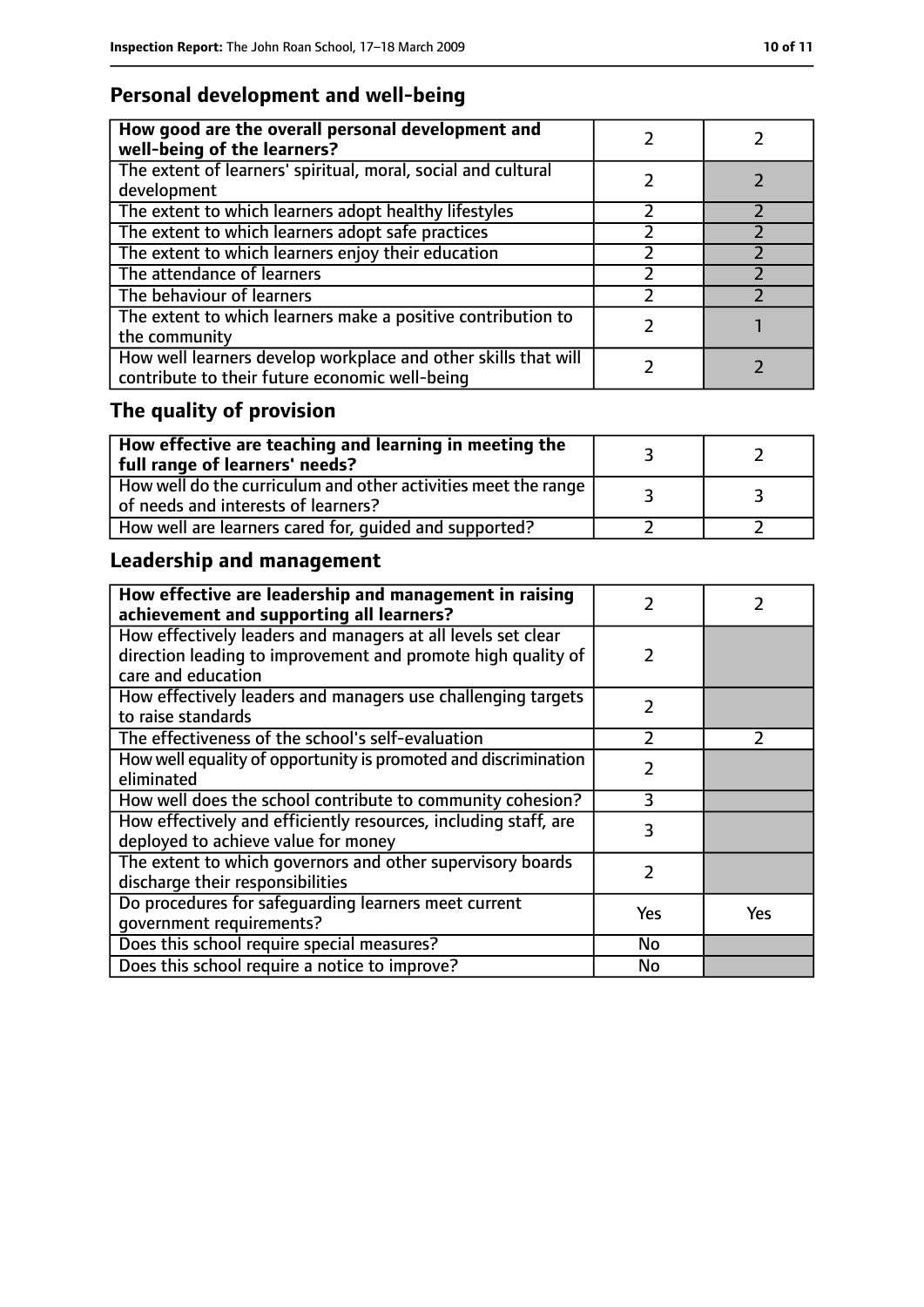## Personal development and well-being

| **How good are the overall personal development and well-being of the learners?** | 2 | 2 |
|---|---|---|
| The extent of learners' spiritual, moral, social and cultural development | 2 | 2 |
| The extent to which learners adopt healthy lifestyles | 2 | 2 |
| The extent to which learners adopt safe practices | 2 | 2 |
| The extent to which learners enjoy their education | 2 | 2 |
| The attendance of learners | 2 | 2 |
| The behaviour of learners | 2 | 2 |
| The extent to which learners make a positive contribution to the community | 2 | 1 |
| How well learners develop workplace and other skills that will contribute to their future economic well-being | 2 | 2 |

## The quality of provision

| **How effective are teaching and learning in meeting the full range of learners' needs?** | 3 | 2 |
|---|---|---|
| How well do the curriculum and other activities meet the range of needs and interests of learners? | 3 | 3 |
| How well are learners cared for, guided and supported? | 2 | 2 |

## Leadership and management

| **How effective are leadership and management in raising achievement and supporting all learners?** | 2 | 2 |
|---|---|---|
| How effectively leaders and managers at all levels set clear direction leading to improvement and promote high quality of care and education | 2 | |
| How effectively leaders and managers use challenging targets to raise standards | 2 | |
| The effectiveness of the school's self-evaluation | 2 | 2 |
| How well equality of opportunity is promoted and discrimination eliminated | 2 | |
| How well does the school contribute to community cohesion? | 3 | |
| How effectively and efficiently resources, including staff, are deployed to achieve value for money | 3 | |
| The extent to which governors and other supervisory boards discharge their responsibilities | 2 | |
| Do procedures for safeguarding learners meet current government requirements? | Yes | Yes |
| Does this school require special measures? | No | |
| Does this school require a notice to improve? | No | |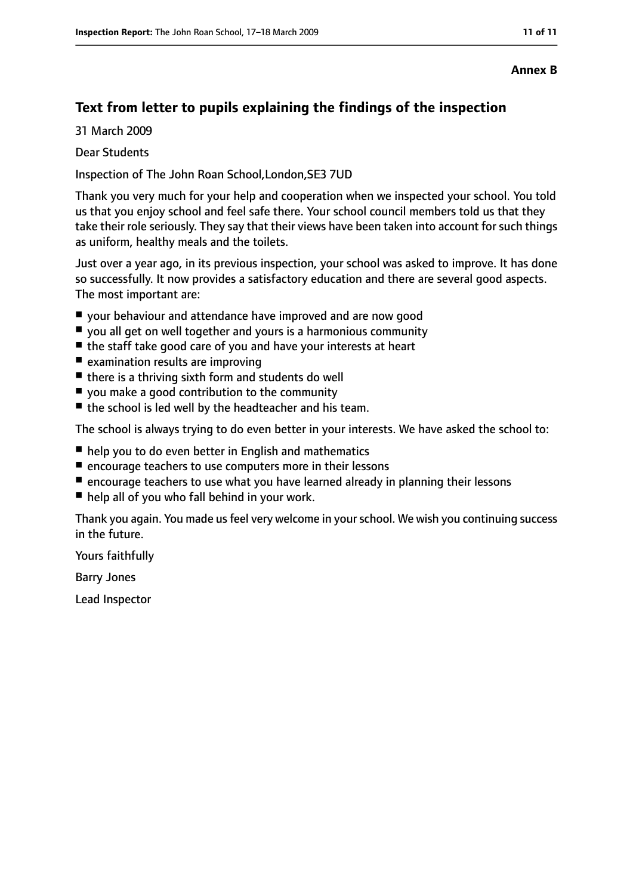**Annex B**

## Text from letter to pupils explaining the findings of the inspection

31 March 2009

Dear Students

Inspection of The John Roan School,London,SE3 7UD

Thank you very much for your help and cooperation when we inspected your school. You told us that you enjoy school and feel safe there. Your school council members told us that they take their role seriously. They say that their views have been taken into account for such things as uniform, healthy meals and the toilets.

Just over a year ago, in its previous inspection, your school was asked to improve. It has done so successfully. It now provides a satisfactory education and there are several good aspects. The most important are:

- your behaviour and attendance have improved and are now good
- you all get on well together and yours is a harmonious community
- the staff take good care of you and have your interests at heart
- examination results are improving
- there is a thriving sixth form and students do well
- you make a good contribution to the community
- the school is led well by the headteacher and his team.

The school is always trying to do even better in your interests. We have asked the school to:

- help you to do even better in English and mathematics
- encourage teachers to use computers more in their lessons
- encourage teachers to use what you have learned already in planning their lessons
- help all of you who fall behind in your work.

Thank you again. You made us feel very welcome in your school. We wish you continuing success in the future.

Yours faithfully

Barry Jones

Lead Inspector